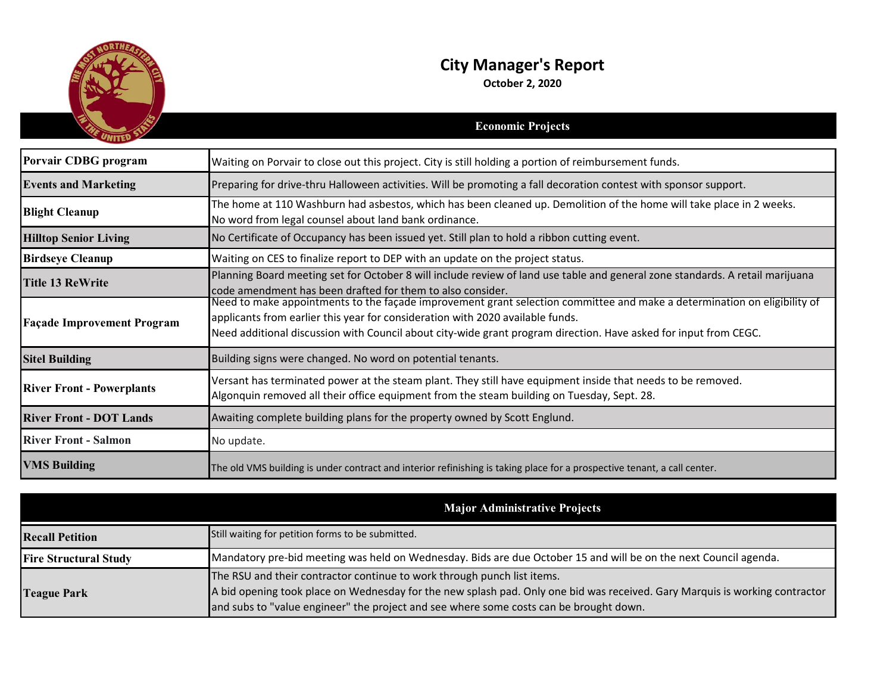# City Manager's Report

**October 2, 2020**

## Economic Projects

| | |
|---|---|
| **Porvair CDBG program** | Waiting on Porvair to close out this project. City is still holding a portion of reimbursement funds. |
| **Events and Marketing** | Preparing for drive-thru Halloween activities. Will be promoting a fall decoration contest with sponsor support. |
| **Blight Cleanup** | The home at 110 Washburn had asbestos, which has been cleaned up. Demolition of the home will take place in 2 weeks.<br>No word from legal counsel about land bank ordinance. |
| **Hilltop Senior Living** | No Certificate of Occupancy has been issued yet. Still plan to hold a ribbon cutting event. |
| **Birdseye Cleanup** | Waiting on CES to finalize report to DEP with an update on the project status. |
| **Title 13 ReWrite** | Planning Board meeting set for October 8 will include review of land use table and general zone standards. A retail marijuana code amendment has been drafted for them to also consider. |
| **Façade Improvement Program** | Need to make appointments to the façade improvement grant selection committee and make a determination on eligibility of applicants from earlier this year for consideration with 2020 available funds.<br>Need additional discussion with Council about city-wide grant program direction. Have asked for input from CEGC. |
| **Sitel Building** | Building signs were changed. No word on potential tenants. |
| **River Front - Powerplants** | Versant has terminated power at the steam plant. They still have equipment inside that needs to be removed.<br>Algonquin removed all their office equipment from the steam building on Tuesday, Sept. 28. |
| **River Front - DOT Lands** | Awaiting complete building plans for the property owned by Scott Englund. |
| **River Front - Salmon** | No update. |
| **VMS Building** | The old VMS building is under contract and interior refinishing is taking place for a prospective tenant, a call center. |

## Major Administrative Projects

| | |
|---|---|
| **Recall Petition** | Still waiting for petition forms to be submitted. |
| **Fire Structural Study** | Mandatory pre-bid meeting was held on Wednesday. Bids are due October 15 and will be on the next Council agenda. |
| **Teague Park** | The RSU and their contractor continue to work through punch list items.<br>A bid opening took place on Wednesday for the new splash pad. Only one bid was received. Gary Marquis is working contractor and subs to "value engineer" the project and see where some costs can be brought down. |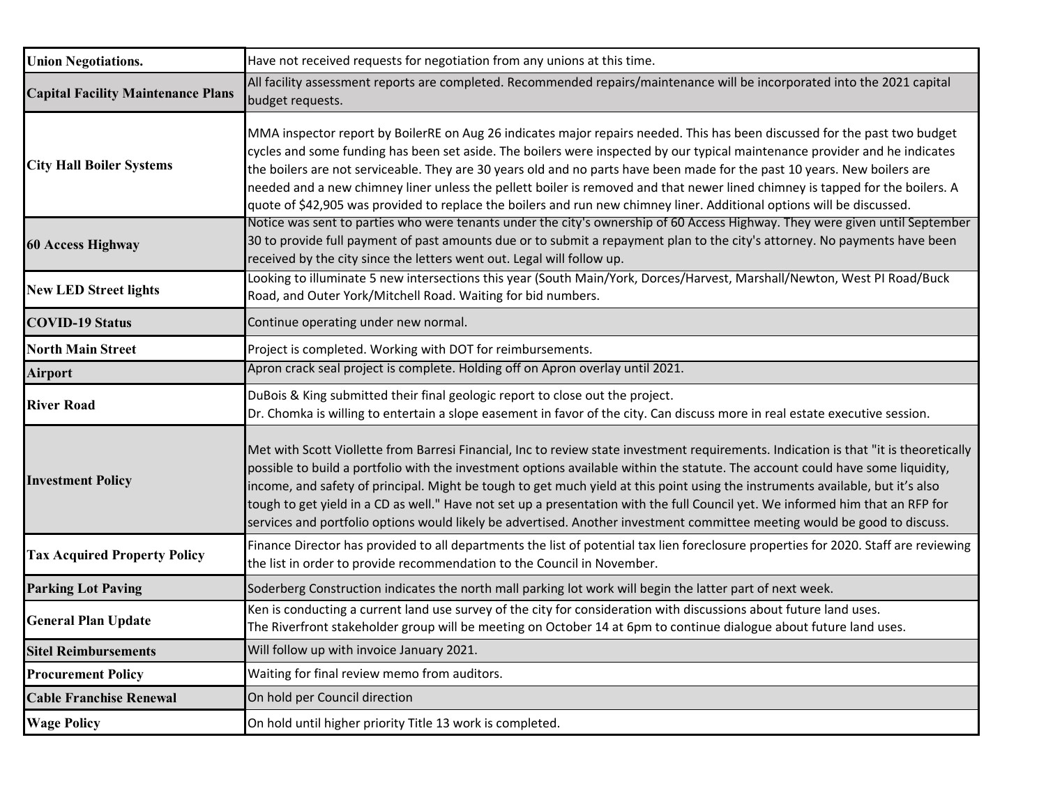| | |
|---|---|
| **Union Negotiations.** | Have not received requests for negotiation from any unions at this time. |
| **Capital Facility Maintenance Plans** | All facility assessment reports are completed. Recommended repairs/maintenance will be incorporated into the 2021 capital budget requests. |
| **City Hall Boiler Systems** | MMA inspector report by BoilerRE on Aug 26 indicates major repairs needed. This has been discussed for the past two budget cycles and some funding has been set aside. The boilers were inspected by our typical maintenance provider and he indicates the boilers are not serviceable. They are 30 years old and no parts have been made for the past 10 years. New boilers are needed and a new chimney liner unless the pellett boiler is removed and that newer lined chimney is tapped for the boilers. A quote of $42,905 was provided to replace the boilers and run new chimney liner. Additional options will be discussed. |
| **60 Access Highway** | Notice was sent to parties who were tenants under the city's ownership of 60 Access Highway. They were given until September 30 to provide full payment of past amounts due or to submit a repayment plan to the city's attorney. No payments have been received by the city since the letters went out. Legal will follow up. |
| **New LED Street lights** | Looking to illuminate 5 new intersections this year (South Main/York, Dorces/Harvest, Marshall/Newton, West PI Road/Buck Road, and Outer York/Mitchell Road. Waiting for bid numbers. |
| **COVID-19 Status** | Continue operating under new normal. |
| **North Main Street** | Project is completed. Working with DOT for reimbursements. |
| **Airport** | Apron crack seal project is complete. Holding off on Apron overlay until 2021. |
| **River Road** | DuBois & King submitted their final geologic report to close out the project.<br>Dr. Chomka is willing to entertain a slope easement in favor of the city. Can discuss more in real estate executive session. |
| **Investment Policy** | Met with Scott Viollette from Barresi Financial, Inc to review state investment requirements. Indication is that "it is theoretically possible to build a portfolio with the investment options available within the statute. The account could have some liquidity, income, and safety of principal. Might be tough to get much yield at this point using the instruments available, but it's also tough to get yield in a CD as well." Have not set up a presentation with the full Council yet. We informed him that an RFP for services and portfolio options would likely be advertised. Another investment committee meeting would be good to discuss. |
| **Tax Acquired Property Policy** | Finance Director has provided to all departments the list of potential tax lien foreclosure properties for 2020. Staff are reviewing the list in order to provide recommendation to the Council in November. |
| **Parking Lot Paving** | Soderberg Construction indicates the north mall parking lot work will begin the latter part of next week. |
| **General Plan Update** | Ken is conducting a current land use survey of the city for consideration with discussions about future land uses.<br>The Riverfront stakeholder group will be meeting on October 14 at 6pm to continue dialogue about future land uses. |
| **Sitel Reimbursements** | Will follow up with invoice January 2021. |
| **Procurement Policy** | Waiting for final review memo from auditors. |
| **Cable Franchise Renewal** | On hold per Council direction |
| **Wage Policy** | On hold until higher priority Title 13 work is completed. |